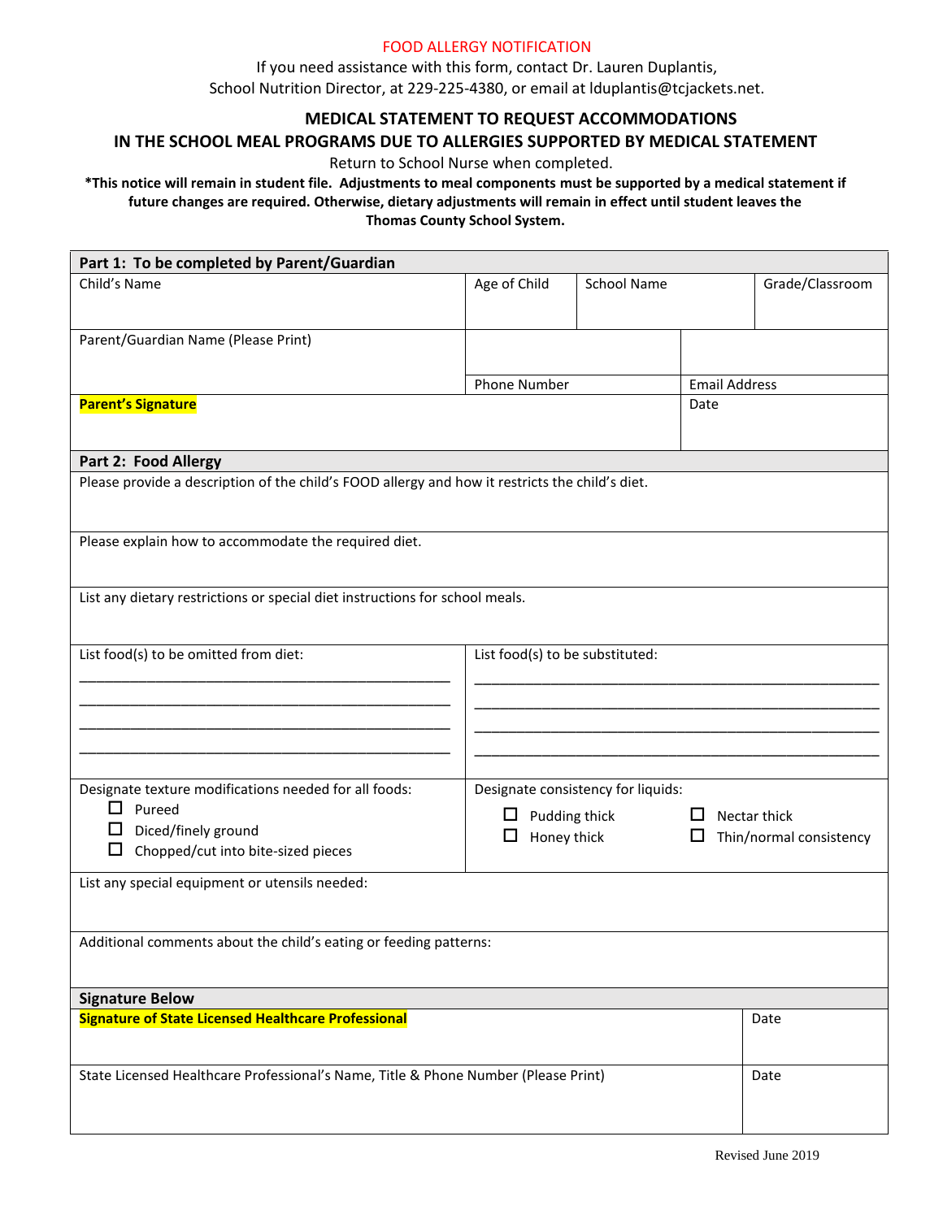FOOD ALLERGY NOTIFICATION

If you need assistance with this form, contact Dr. Lauren Duplantis, School Nutrition Director, at 229-225-4380, or email at lduplantis@tcjackets.net.

## MEDICAL STATEMENT TO REQUEST ACCOMMODATIONS IN THE SCHOOL MEAL PROGRAMS DUE TO ALLERGIES SUPPORTED BY MEDICAL STATEMENT

Return to School Nurse when completed.

**\*This notice will remain in student file. Adjustments to meal components must be supported by a medical statement if future changes are required. Otherwise, dietary adjustments will remain in effect until student leaves the Thomas County School System.**

| **Part 1: To be completed by Parent/Guardian** | | | |
|---|---|---|---|
| Child's Name | Age of Child | School Name | Grade/Classroom |
| Parent/Guardian Name (Please Print) | Phone Number | Email Address | |
| **Parent's Signature** | | Date | |

| **Part 2: Food Allergy** | |
|---|---|
| Please provide a description of the child's FOOD allergy and how it restricts the child's diet. | |
| Please explain how to accommodate the required diet. | |
| List any dietary restrictions or special diet instructions for school meals. | |
| List food(s) to be omitted from diet:<br>____________________<br>____________________<br>____________________<br>____________________ | List food(s) to be substituted:<br>____________________<br>____________________<br>____________________<br>____________________ |
| Designate texture modifications needed for all foods:<br>☐ Pureed<br>☐ Diced/finely ground<br>☐ Chopped/cut into bite-sized pieces | Designate consistency for liquids:<br>☐ Pudding thick ☐ Nectar thick<br>☐ Honey thick ☐ Thin/normal consistency |
| List any special equipment or utensils needed: | |
| Additional comments about the child's eating or feeding patterns: | |

| **Signature Below** | |
|---|---|
| **Signature of State Licensed Healthcare Professional** | Date |
| State Licensed Healthcare Professional's Name, Title & Phone Number (Please Print) | Date |

Revised June 2019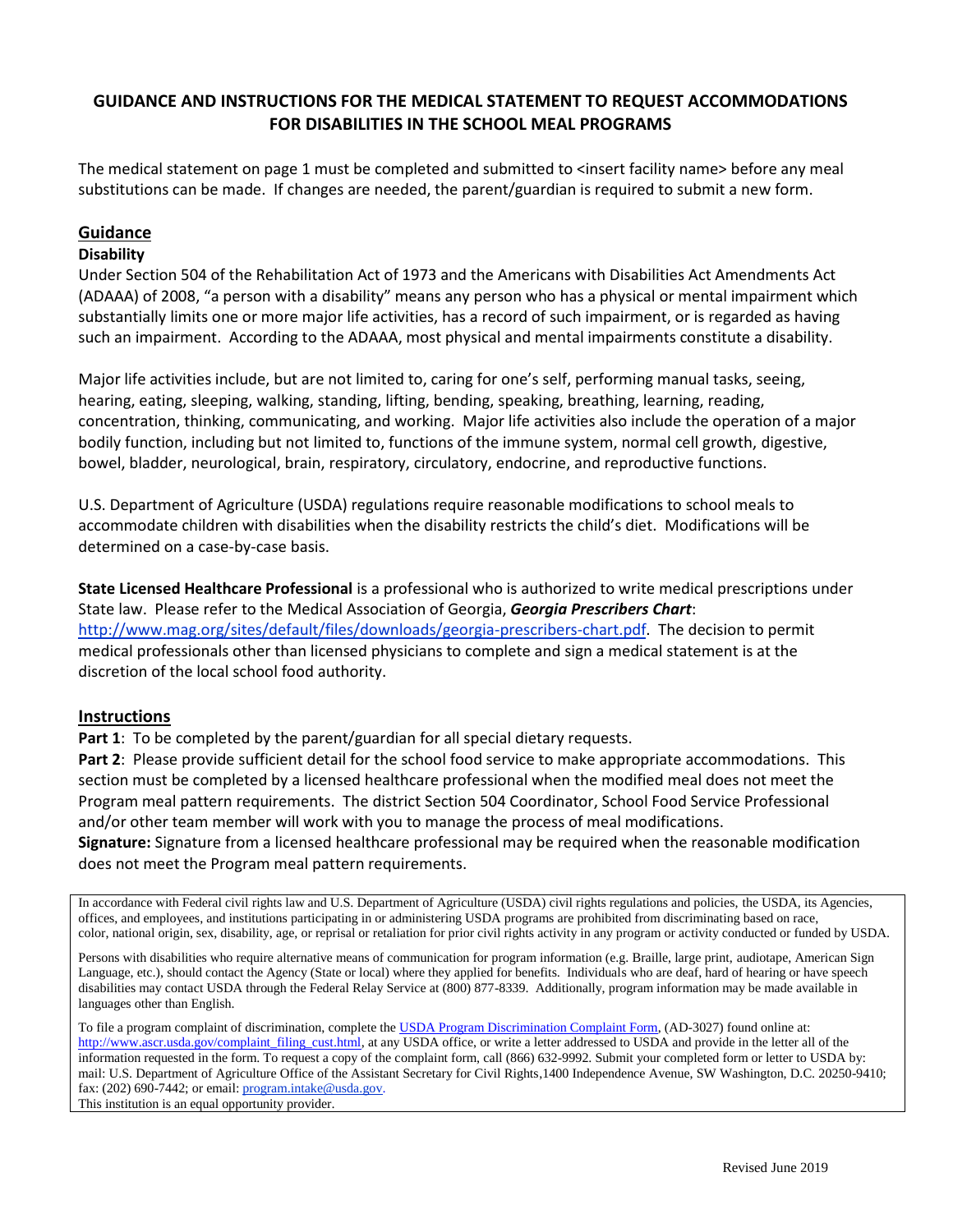# GUIDANCE AND INSTRUCTIONS FOR THE MEDICAL STATEMENT TO REQUEST ACCOMMODATIONS FOR DISABILITIES IN THE SCHOOL MEAL PROGRAMS

The medical statement on page 1 must be completed and submitted to <insert facility name> before any meal substitutions can be made. If changes are needed, the parent/guardian is required to submit a new form.

## Guidance

### Disability

Under Section 504 of the Rehabilitation Act of 1973 and the Americans with Disabilities Act Amendments Act (ADAAA) of 2008, "a person with a disability" means any person who has a physical or mental impairment which substantially limits one or more major life activities, has a record of such impairment, or is regarded as having such an impairment. According to the ADAAA, most physical and mental impairments constitute a disability.

Major life activities include, but are not limited to, caring for one's self, performing manual tasks, seeing, hearing, eating, sleeping, walking, standing, lifting, bending, speaking, breathing, learning, reading, concentration, thinking, communicating, and working. Major life activities also include the operation of a major bodily function, including but not limited to, functions of the immune system, normal cell growth, digestive, bowel, bladder, neurological, brain, respiratory, circulatory, endocrine, and reproductive functions.

U.S. Department of Agriculture (USDA) regulations require reasonable modifications to school meals to accommodate children with disabilities when the disability restricts the child's diet. Modifications will be determined on a case-by-case basis.

**State Licensed Healthcare Professional** is a professional who is authorized to write medical prescriptions under State law. Please refer to the Medical Association of Georgia, ***Georgia Prescribers Chart***: http://www.mag.org/sites/default/files/downloads/georgia-prescribers-chart.pdf. The decision to permit medical professionals other than licensed physicians to complete and sign a medical statement is at the discretion of the local school food authority.

## Instructions

**Part 1**: To be completed by the parent/guardian for all special dietary requests.

**Part 2**: Please provide sufficient detail for the school food service to make appropriate accommodations. This section must be completed by a licensed healthcare professional when the modified meal does not meet the Program meal pattern requirements. The district Section 504 Coordinator, School Food Service Professional and/or other team member will work with you to manage the process of meal modifications.

**Signature:** Signature from a licensed healthcare professional may be required when the reasonable modification does not meet the Program meal pattern requirements.

In accordance with Federal civil rights law and U.S. Department of Agriculture (USDA) civil rights regulations and policies, the USDA, its Agencies, offices, and employees, and institutions participating in or administering USDA programs are prohibited from discriminating based on race, color, national origin, sex, disability, age, or reprisal or retaliation for prior civil rights activity in any program or activity conducted or funded by USDA.

Persons with disabilities who require alternative means of communication for program information (e.g. Braille, large print, audiotape, American Sign Language, etc.), should contact the Agency (State or local) where they applied for benefits. Individuals who are deaf, hard of hearing or have speech disabilities may contact USDA through the Federal Relay Service at (800) 877-8339. Additionally, program information may be made available in languages other than English.

To file a program complaint of discrimination, complete the USDA Program Discrimination Complaint Form, (AD-3027) found online at: http://www.ascr.usda.gov/complaint_filing_cust.html, at any USDA office, or write a letter addressed to USDA and provide in the letter all of the information requested in the form. To request a copy of the complaint form, call (866) 632-9992. Submit your completed form or letter to USDA by: mail: U.S. Department of Agriculture Office of the Assistant Secretary for Civil Rights,1400 Independence Avenue, SW Washington, D.C. 20250-9410; fax: (202) 690-7442; or email: program.intake@usda.gov.
This institution is an equal opportunity provider.

Revised June 2019